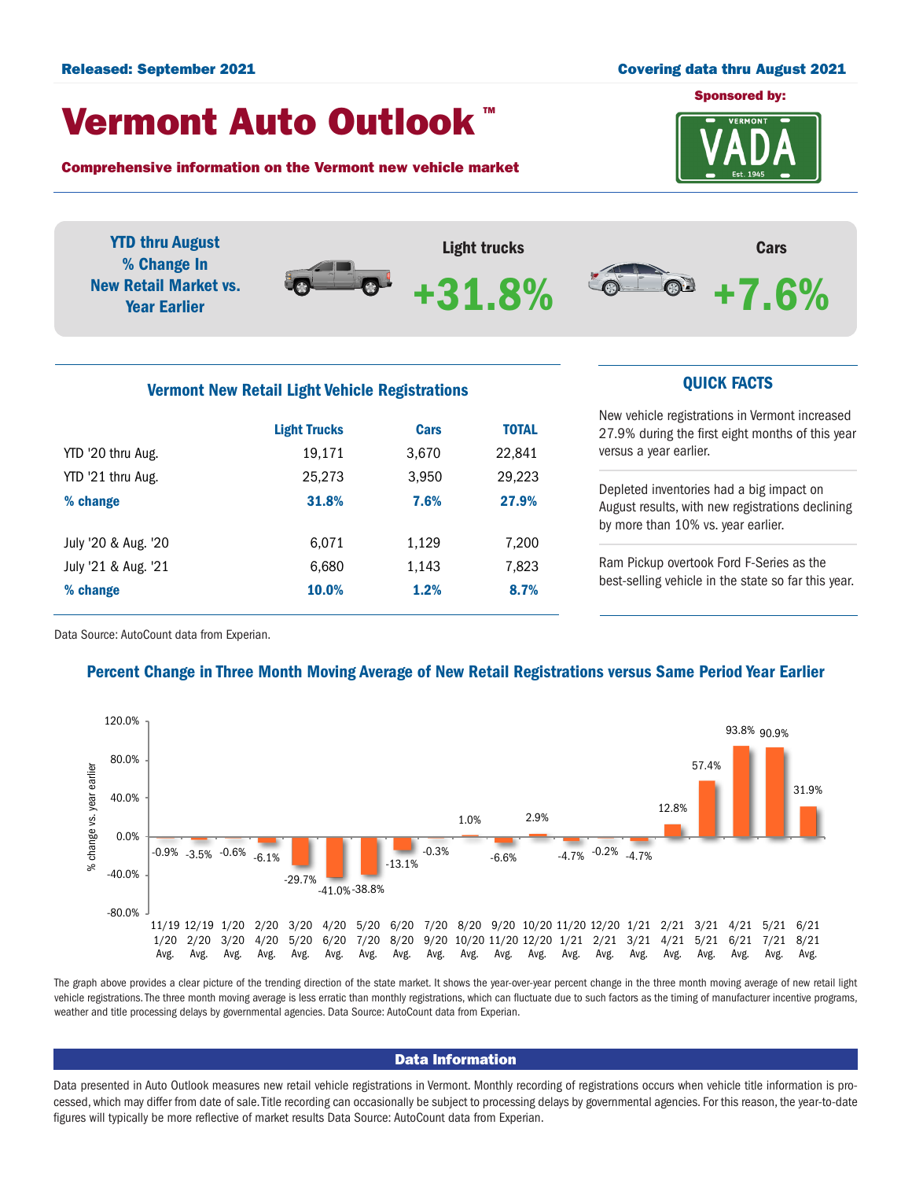Released: September 2021

Covering data thru August 2021

# Vermont Auto Outlook ™

Sponsored by: VERMONT VADA Est. 1945

**Comprehensive information on the Vermont new vehicle market**

**YTD thru August % Change In New Retail Market vs. Year Earlier**

**Light trucks** **+31.8%**

**Cars** **+7.6%**

## Vermont New Retail Light Vehicle Registrations

| | Light Trucks | Cars | TOTAL |
|---|---|---|---|
| YTD '20 thru Aug. | 19,171 | 3,670 | 22,841 |
| YTD '21 thru Aug. | 25,273 | 3,950 | 29,223 |
| **% change** | **31.8%** | **7.6%** | **27.9%** |
| July '20 & Aug. '20 | 6,071 | 1,129 | 7,200 |
| July '21 & Aug. '21 | 6,680 | 1,143 | 7,823 |
| **% change** | **10.0%** | **1.2%** | **8.7%** |

Data Source: AutoCount data from Experian.

## QUICK FACTS

New vehicle registrations in Vermont increased 27.9% during the first eight months of this year versus a year earlier.

Depleted inventories had a big impact on August results, with new registrations declining by more than 10% vs. year earlier.

Ram Pickup overtook Ford F-Series as the best-selling vehicle in the state so far this year.

## Percent Change in Three Month Moving Average of New Retail Registrations versus Same Period Year Earlier

| Period | % change vs. year earlier |
|---|---|
| 11/19 1/20 Avg. | -0.9% |
| 12/19 2/20 Avg. | -3.5% |
| 1/20 3/20 Avg. | -0.6% |
| 2/20 4/20 Avg. | -6.1% |
| 3/20 5/20 Avg. | -29.7% |
| 4/20 6/20 Avg. | -41.0% |
| 5/20 7/20 Avg. | -38.8% |
| 6/20 8/20 Avg. | -13.1% |
| 7/20 9/20 Avg. | -0.3% |
| 8/20 10/20 Avg. | 1.0% |
| 9/20 11/20 Avg. | -6.6% |
| 10/20 12/20 Avg. | 2.9% |
| 11/20 1/21 Avg. | -4.7% |
| 12/20 2/21 Avg. | -0.2% |
| 1/21 3/21 Avg. | -4.7% |
| 2/21 4/21 Avg. | 12.8% |
| 3/21 5/21 Avg. | 57.4% |
| 4/21 6/21 Avg. | 93.8% |
| 5/21 7/21 Avg. | 90.9% |
| 6/21 8/21 Avg. | 31.9% |

The graph above provides a clear picture of the trending direction of the state market. It shows the year-over-year percent change in the three month moving average of new retail light vehicle registrations. The three month moving average is less erratic than monthly registrations, which can fluctuate due to such factors as the timing of manufacturer incentive programs, weather and title processing delays by governmental agencies. Data Source: AutoCount data from Experian.

## Data Information

Data presented in Auto Outlook measures new retail vehicle registrations in Vermont. Monthly recording of registrations occurs when vehicle title information is processed, which may differ from date of sale. Title recording can occasionally be subject to processing delays by governmental agencies. For this reason, the year-to-date figures will typically be more reflective of market results Data Source: AutoCount data from Experian.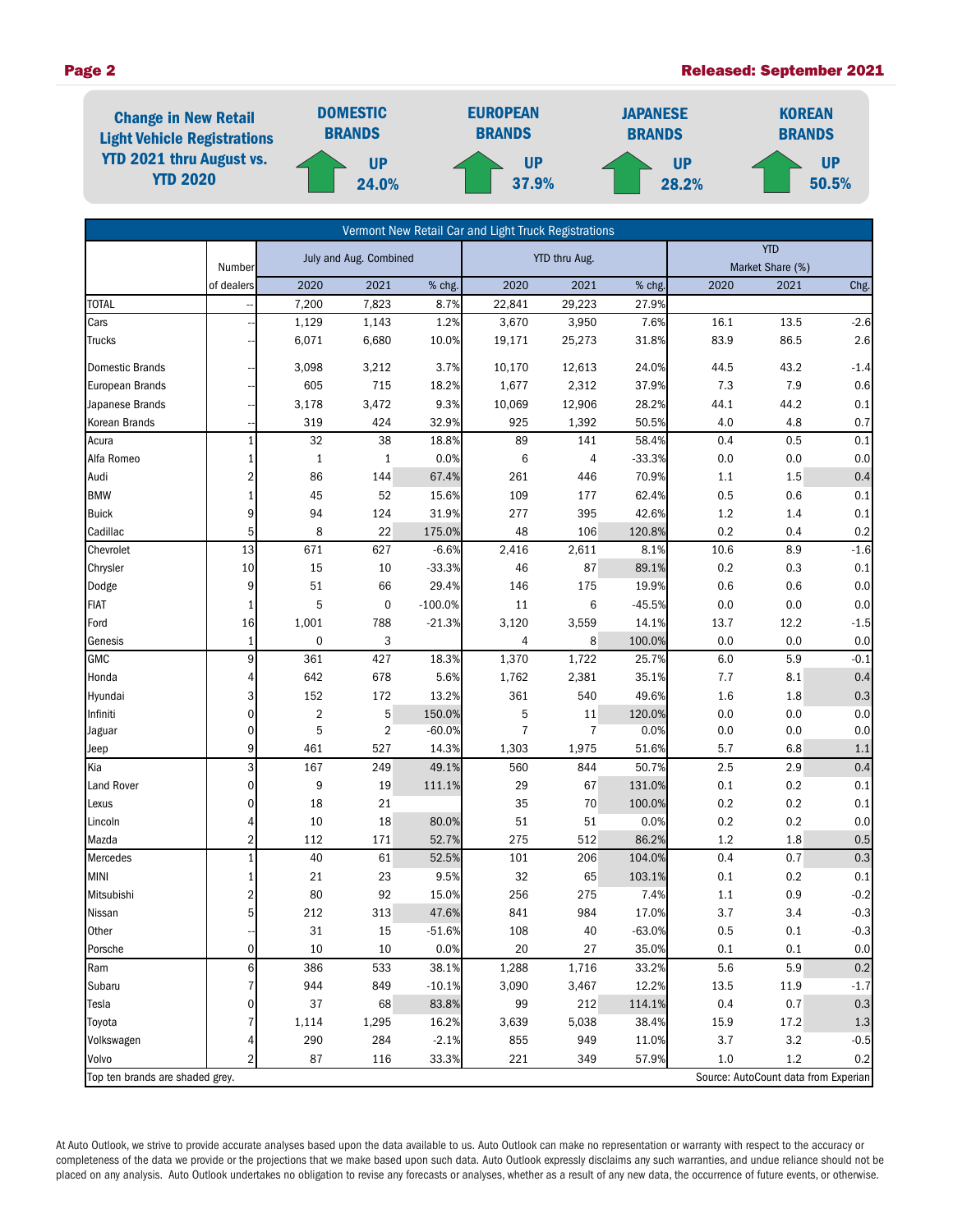## Change in New Retail Light Vehicle Registrations YTD 2021 thru August vs. YTD 2020

| DOMESTIC BRANDS | EUROPEAN BRANDS | JAPANESE BRANDS | KOREAN BRANDS |
|---|---|---|---|
| UP 24.0% | UP 37.9% | UP 28.2% | UP 50.5% |

| Vermont New Retail Car and Light Truck Registrations | | | | | | | | | | |
|---|---|---|---|---|---|---|---|---|---|---|
| | Number | July and Aug. Combined | | | YTD thru Aug. | | | YTD Market Share (%) | | |
| | of dealers | 2020 | 2021 | % chg. | 2020 | 2021 | % chg. | 2020 | 2021 | Chg. |
| TOTAL | -- | 7,200 | 7,823 | 8.7% | 22,841 | 29,223 | 27.9% | | | |
| Cars | -- | 1,129 | 1,143 | 1.2% | 3,670 | 3,950 | 7.6% | 16.1 | 13.5 | -2.6 |
| Trucks | -- | 6,071 | 6,680 | 10.0% | 19,171 | 25,273 | 31.8% | 83.9 | 86.5 | 2.6 |
| Domestic Brands | -- | 3,098 | 3,212 | 3.7% | 10,170 | 12,613 | 24.0% | 44.5 | 43.2 | -1.4 |
| European Brands | -- | 605 | 715 | 18.2% | 1,677 | 2,312 | 37.9% | 7.3 | 7.9 | 0.6 |
| Japanese Brands | -- | 3,178 | 3,472 | 9.3% | 10,069 | 12,906 | 28.2% | 44.1 | 44.2 | 0.1 |
| Korean Brands | -- | 319 | 424 | 32.9% | 925 | 1,392 | 50.5% | 4.0 | 4.8 | 0.7 |
| Acura | 1 | 32 | 38 | 18.8% | 89 | 141 | 58.4% | 0.4 | 0.5 | 0.1 |
| Alfa Romeo | 1 | 1 | 1 | 0.0% | 6 | 4 | -33.3% | 0.0 | 0.0 | 0.0 |
| Audi | 2 | 86 | 144 | 67.4% | 261 | 446 | 70.9% | 1.1 | 1.5 | 0.4 |
| BMW | 1 | 45 | 52 | 15.6% | 109 | 177 | 62.4% | 0.5 | 0.6 | 0.1 |
| Buick | 9 | 94 | 124 | 31.9% | 277 | 395 | 42.6% | 1.2 | 1.4 | 0.1 |
| Cadillac | 5 | 8 | 22 | 175.0% | 48 | 106 | 120.8% | 0.2 | 0.4 | 0.2 |
| Chevrolet | 13 | 671 | 627 | -6.6% | 2,416 | 2,611 | 8.1% | 10.6 | 8.9 | -1.6 |
| Chrysler | 10 | 15 | 10 | -33.3% | 46 | 87 | 89.1% | 0.2 | 0.3 | 0.1 |
| Dodge | 9 | 51 | 66 | 29.4% | 146 | 175 | 19.9% | 0.6 | 0.6 | 0.0 |
| FIAT | 1 | 5 | 0 | -100.0% | 11 | 6 | -45.5% | 0.0 | 0.0 | 0.0 |
| Ford | 16 | 1,001 | 788 | -21.3% | 3,120 | 3,559 | 14.1% | 13.7 | 12.2 | -1.5 |
| Genesis | 1 | 0 | 3 | | 4 | 8 | 100.0% | 0.0 | 0.0 | 0.0 |
| GMC | 9 | 361 | 427 | 18.3% | 1,370 | 1,722 | 25.7% | 6.0 | 5.9 | -0.1 |
| Honda | 4 | 642 | 678 | 5.6% | 1,762 | 2,381 | 35.1% | 7.7 | 8.1 | 0.4 |
| Hyundai | 3 | 152 | 172 | 13.2% | 361 | 540 | 49.6% | 1.6 | 1.8 | 0.3 |
| Infiniti | 0 | 2 | 5 | 150.0% | 5 | 11 | 120.0% | 0.0 | 0.0 | 0.0 |
| Jaguar | 0 | 5 | 2 | -60.0% | 7 | 7 | 0.0% | 0.0 | 0.0 | 0.0 |
| Jeep | 9 | 461 | 527 | 14.3% | 1,303 | 1,975 | 51.6% | 5.7 | 6.8 | 1.1 |
| Kia | 3 | 167 | 249 | 49.1% | 560 | 844 | 50.7% | 2.5 | 2.9 | 0.4 |
| Land Rover | 0 | 9 | 19 | 111.1% | 29 | 67 | 131.0% | 0.1 | 0.2 | 0.1 |
| Lexus | 0 | 18 | 21 | | 35 | 70 | 100.0% | 0.2 | 0.2 | 0.1 |
| Lincoln | 4 | 10 | 18 | 80.0% | 51 | 51 | 0.0% | 0.2 | 0.2 | 0.0 |
| Mazda | 2 | 112 | 171 | 52.7% | 275 | 512 | 86.2% | 1.2 | 1.8 | 0.5 |
| Mercedes | 1 | 40 | 61 | 52.5% | 101 | 206 | 104.0% | 0.4 | 0.7 | 0.3 |
| MINI | 1 | 21 | 23 | 9.5% | 32 | 65 | 103.1% | 0.1 | 0.2 | 0.1 |
| Mitsubishi | 2 | 80 | 92 | 15.0% | 256 | 275 | 7.4% | 1.1 | 0.9 | -0.2 |
| Nissan | 5 | 212 | 313 | 47.6% | 841 | 984 | 17.0% | 3.7 | 3.4 | -0.3 |
| Other | -- | 31 | 15 | -51.6% | 108 | 40 | -63.0% | 0.5 | 0.1 | -0.3 |
| Porsche | 0 | 10 | 10 | 0.0% | 20 | 27 | 35.0% | 0.1 | 0.1 | 0.0 |
| Ram | 6 | 386 | 533 | 38.1% | 1,288 | 1,716 | 33.2% | 5.6 | 5.9 | 0.2 |
| Subaru | 7 | 944 | 849 | -10.1% | 3,090 | 3,467 | 12.2% | 13.5 | 11.9 | -1.7 |
| Tesla | 0 | 37 | 68 | 83.8% | 99 | 212 | 114.1% | 0.4 | 0.7 | 0.3 |
| Toyota | 7 | 1,114 | 1,295 | 16.2% | 3,639 | 5,038 | 38.4% | 15.9 | 17.2 | 1.3 |
| Volkswagen | 4 | 290 | 284 | -2.1% | 855 | 949 | 11.0% | 3.7 | 3.2 | -0.5 |
| Volvo | 2 | 87 | 116 | 33.3% | 221 | 349 | 57.9% | 1.0 | 1.2 | 0.2 |

Top ten brands are shaded grey.

Source: AutoCount data from Experian

At Auto Outlook, we strive to provide accurate analyses based upon the data available to us. Auto Outlook can make no representation or warranty with respect to the accuracy or completeness of the data we provide or the projections that we make based upon such data. Auto Outlook expressly disclaims any such warranties, and undue reliance should not be placed on any analysis. Auto Outlook undertakes no obligation to revise any forecasts or analyses, whether as a result of any new data, the occurrence of future events, or otherwise.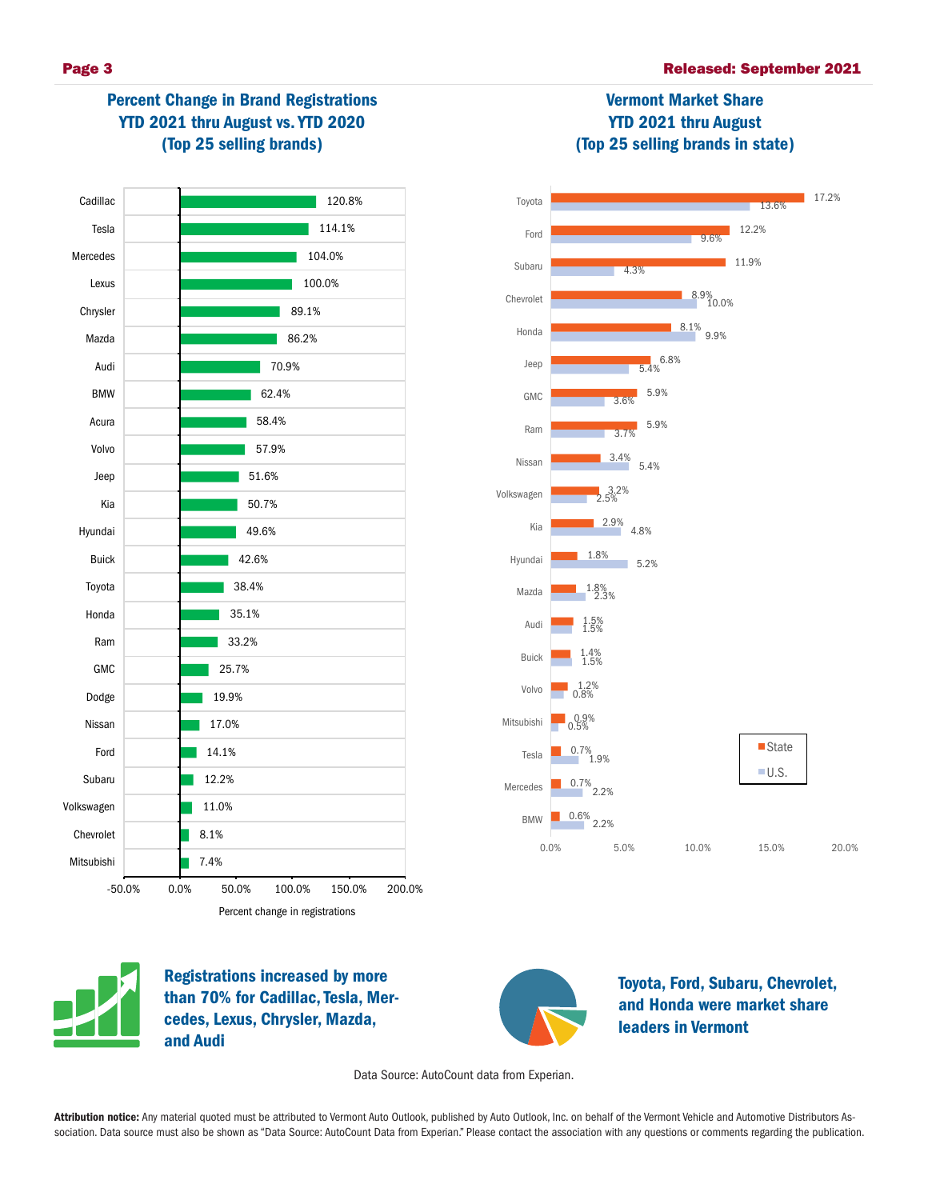## Percent Change in Brand Registrations YTD 2021 thru August vs. YTD 2020 (Top 25 selling brands)

| Brand | Percent change in registrations |
|---|---|
| Cadillac | 120.8% |
| Tesla | 114.1% |
| Mercedes | 104.0% |
| Lexus | 100.0% |
| Chrysler | 89.1% |
| Mazda | 86.2% |
| Audi | 70.9% |
| BMW | 62.4% |
| Acura | 58.4% |
| Volvo | 57.9% |
| Jeep | 51.6% |
| Kia | 50.7% |
| Hyundai | 49.6% |
| Buick | 42.6% |
| Toyota | 38.4% |
| Honda | 35.1% |
| Ram | 33.2% |
| GMC | 25.7% |
| Dodge | 19.9% |
| Nissan | 17.0% |
| Ford | 14.1% |
| Subaru | 12.2% |
| Volkswagen | 11.0% |
| Chevrolet | 8.1% |
| Mitsubishi | 7.4% |

## Vermont Market Share YTD 2021 thru August (Top 25 selling brands in state)

| Brand | State | U.S. |
|---|---|---|
| Toyota | 17.2% | 13.6% |
| Ford | 12.2% | 9.6% |
| Subaru | 11.9% | 4.3% |
| Chevrolet | 8.9% | 10.0% |
| Honda | 8.1% | 9.9% |
| Jeep | 6.8% | 5.4% |
| GMC | 5.9% | 3.6% |
| Ram | 5.9% | 3.7% |
| Nissan | 3.4% | 5.4% |
| Volkswagen | 3.2% | 2.5% |
| Kia | 2.9% | 4.8% |
| Hyundai | 1.8% | 5.2% |
| Mazda | 1.8% | 2.3% |
| Audi | 1.5% | 1.5% |
| Buick | 1.4% | 1.5% |
| Volvo | 1.2% | 0.8% |
| Mitsubishi | 0.9% | 0.5% |
| Tesla | 0.7% | 1.9% |
| Mercedes | 0.7% | 2.2% |
| BMW | 0.6% | 2.2% |

**Registrations increased by more than 70% for Cadillac, Tesla, Mercedes, Lexus, Chrysler, Mazda, and Audi**

**Toyota, Ford, Subaru, Chevrolet, and Honda were market share leaders in Vermont**

Data Source: AutoCount data from Experian.

**Attribution notice:** Any material quoted must be attributed to Vermont Auto Outlook, published by Auto Outlook, Inc. on behalf of the Vermont Vehicle and Automotive Distributors Association. Data source must also be shown as "Data Source: AutoCount Data from Experian." Please contact the association with any questions or comments regarding the publication.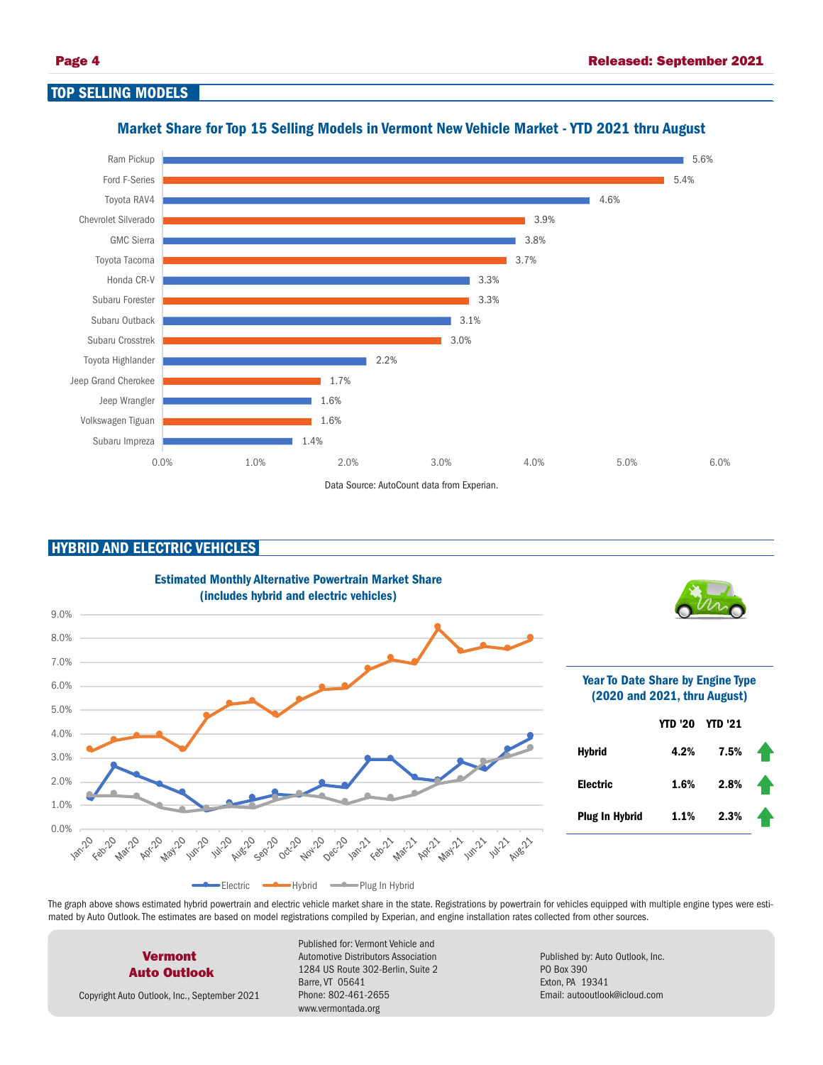## TOP SELLING MODELS

### Market Share for Top 15 Selling Models in Vermont New Vehicle Market - YTD 2021 thru August

Ram Pickup 5.6%
Ford F-Series 5.4%
Toyota RAV4 4.6%
Chevrolet Silverado 3.9%
GMC Sierra 3.8%
Toyota Tacoma 3.7%
Honda CR-V 3.3%
Subaru Forester 3.3%
Subaru Outback 3.1%
Subaru Crosstrek 3.0%
Toyota Highlander 2.2%
Jeep Grand Cherokee 1.7%
Jeep Wrangler 1.6%
Volkswagen Tiguan 1.6%
Subaru Impreza 1.4%

0.0% 1.0% 2.0% 3.0% 4.0% 5.0% 6.0%

Data Source: AutoCount data from Experian.

## HYBRID AND ELECTRIC VEHICLES

### Estimated Monthly Alternative Powertrain Market Share (includes hybrid and electric vehicles)

9.0% 8.0% 7.0% 6.0% 5.0% 4.0% 3.0% 2.0% 1.0% 0.0%

Jan-20 Feb-20 Mar-20 Apr-20 May-20 Jun-20 Jul-20 Aug-20 Sep-20 Oct-20 Nov-20 Dec-20 Jan-21 Feb-21 Mar-21 Apr-21 May-21 Jun-21 Jul-21 Aug-21

Electric Hybrid Plug In Hybrid

### Year To Date Share by Engine Type (2020 and 2021, thru August)

| | YTD '20 | YTD '21 |
|---|---|---|
| **Hybrid** | 4.2% | 7.5% |
| **Electric** | 1.6% | 2.8% |
| **Plug In Hybrid** | 1.1% | 2.3% |

The graph above shows estimated hybrid powertrain and electric vehicle market share in the state. Registrations by powertrain for vehicles equipped with multiple engine types were estimated by Auto Outlook. The estimates are based on model registrations compiled by Experian, and engine installation rates collected from other sources.

**Vermont Auto Outlook**

Copyright Auto Outlook, Inc., September 2021

Published for: Vermont Vehicle and Automotive Distributors Association
1284 US Route 302-Berlin, Suite 2
Barre, VT 05641
Phone: 802-461-2655
www.vermontada.org

Published by: Auto Outlook, Inc.
PO Box 390
Exton, PA 19341
Email: autooutlook@icloud.com